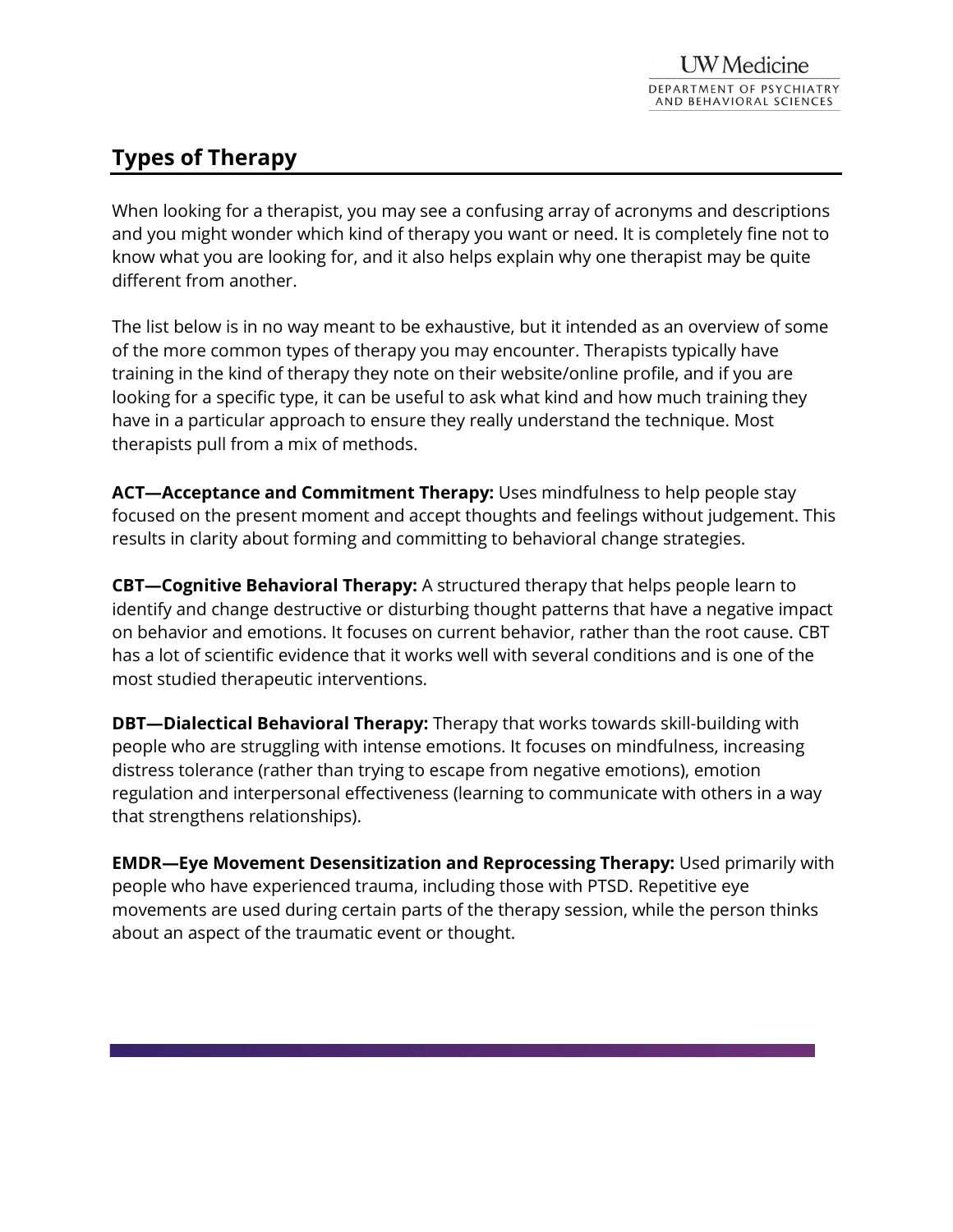UW Medicine
DEPARTMENT OF PSYCHIATRY AND BEHAVIORAL SCIENCES

## Types of Therapy

When looking for a therapist, you may see a confusing array of acronyms and descriptions and you might wonder which kind of therapy you want or need. It is completely fine not to know what you are looking for, and it also helps explain why one therapist may be quite different from another.

The list below is in no way meant to be exhaustive, but it intended as an overview of some of the more common types of therapy you may encounter. Therapists typically have training in the kind of therapy they note on their website/online profile, and if you are looking for a specific type, it can be useful to ask what kind and how much training they have in a particular approach to ensure they really understand the technique. Most therapists pull from a mix of methods.

**ACT—Acceptance and Commitment Therapy:** Uses mindfulness to help people stay focused on the present moment and accept thoughts and feelings without judgement. This results in clarity about forming and committing to behavioral change strategies.

**CBT—Cognitive Behavioral Therapy:** A structured therapy that helps people learn to identify and change destructive or disturbing thought patterns that have a negative impact on behavior and emotions. It focuses on current behavior, rather than the root cause. CBT has a lot of scientific evidence that it works well with several conditions and is one of the most studied therapeutic interventions.

**DBT—Dialectical Behavioral Therapy:** Therapy that works towards skill-building with people who are struggling with intense emotions. It focuses on mindfulness, increasing distress tolerance (rather than trying to escape from negative emotions), emotion regulation and interpersonal effectiveness (learning to communicate with others in a way that strengthens relationships).

**EMDR—Eye Movement Desensitization and Reprocessing Therapy:** Used primarily with people who have experienced trauma, including those with PTSD. Repetitive eye movements are used during certain parts of the therapy session, while the person thinks about an aspect of the traumatic event or thought.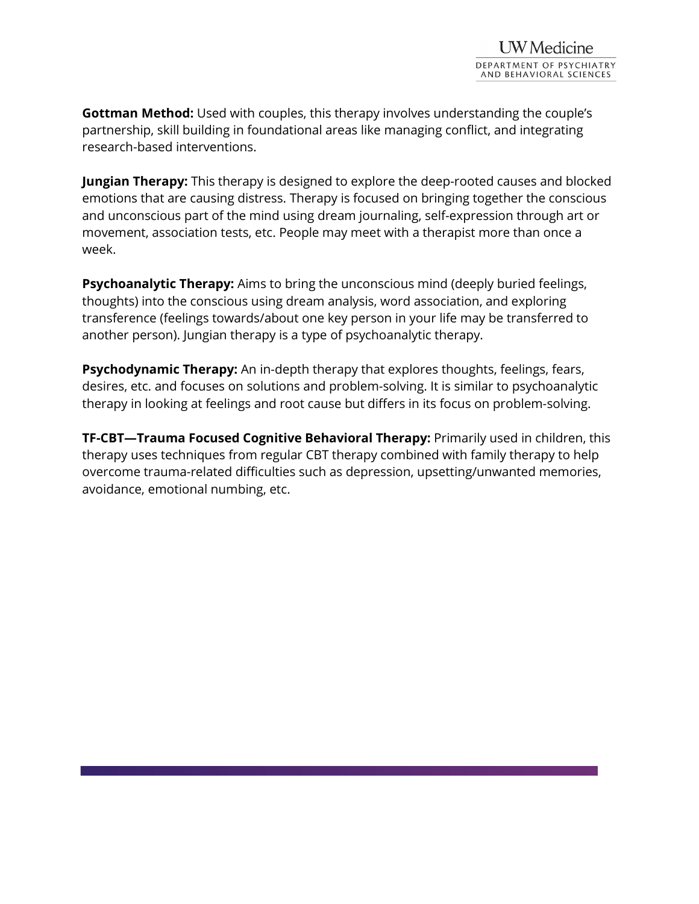**Gottman Method:** Used with couples, this therapy involves understanding the couple's partnership, skill building in foundational areas like managing conflict, and integrating research-based interventions.

**Jungian Therapy:** This therapy is designed to explore the deep-rooted causes and blocked emotions that are causing distress. Therapy is focused on bringing together the conscious and unconscious part of the mind using dream journaling, self-expression through art or movement, association tests, etc. People may meet with a therapist more than once a week.

**Psychoanalytic Therapy:** Aims to bring the unconscious mind (deeply buried feelings, thoughts) into the conscious using dream analysis, word association, and exploring transference (feelings towards/about one key person in your life may be transferred to another person). Jungian therapy is a type of psychoanalytic therapy.

**Psychodynamic Therapy:** An in-depth therapy that explores thoughts, feelings, fears, desires, etc. and focuses on solutions and problem-solving. It is similar to psychoanalytic therapy in looking at feelings and root cause but differs in its focus on problem-solving.

**TF-CBT—Trauma Focused Cognitive Behavioral Therapy:** Primarily used in children, this therapy uses techniques from regular CBT therapy combined with family therapy to help overcome trauma-related difficulties such as depression, upsetting/unwanted memories, avoidance, emotional numbing, etc.